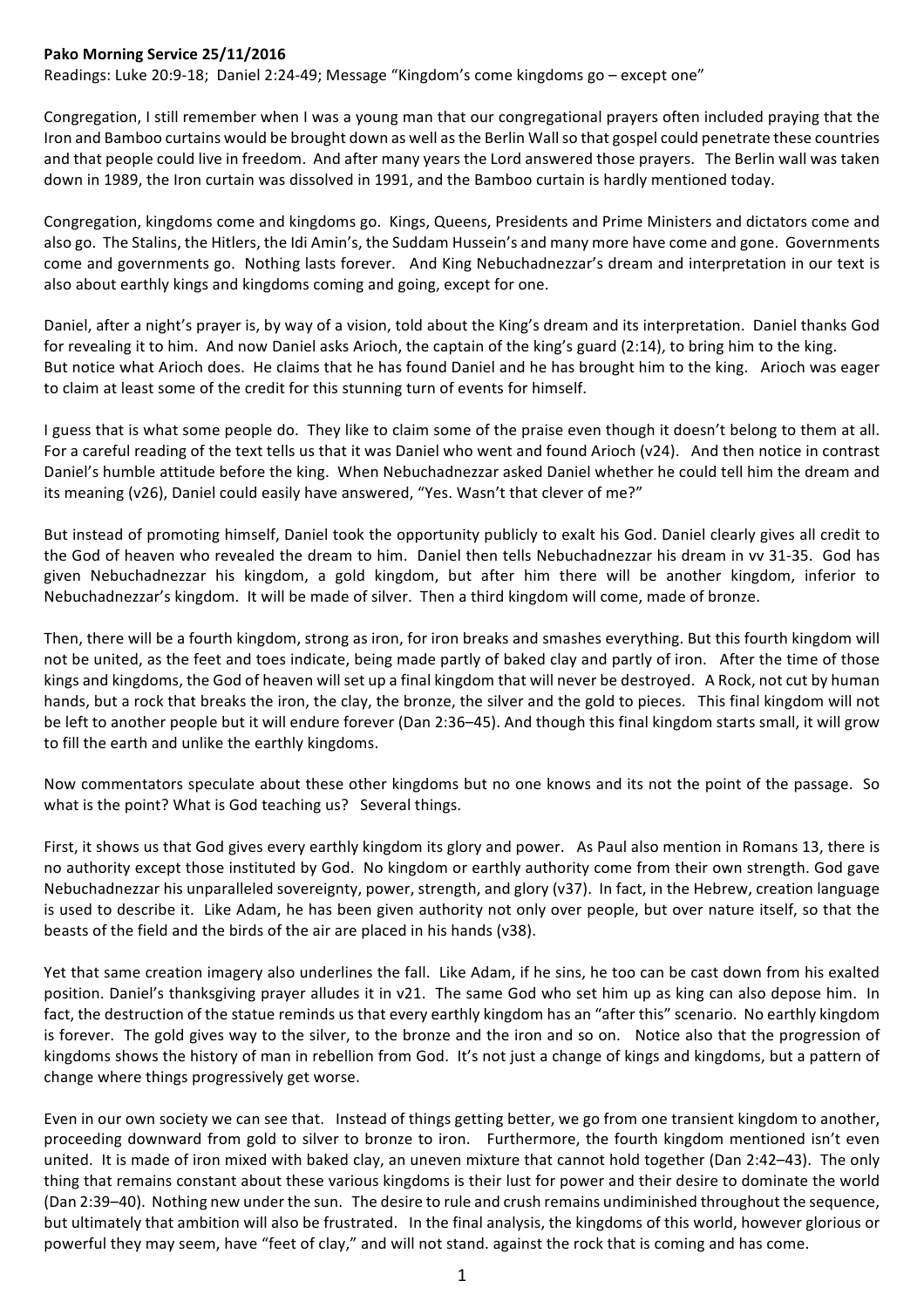**Pako Morning Service 25/11/2016**

Readings: Luke 20:9-18; Daniel 2:24-49; Message "Kingdom's come kingdoms go – except one"

Congregation, I still remember when I was a young man that our congregational prayers often included praying that the Iron and Bamboo curtains would be brought down as well as the Berlin Wall so that gospel could penetrate these countries and that people could live in freedom. And after many years the Lord answered those prayers. The Berlin wall was taken down in 1989, the Iron curtain was dissolved in 1991, and the Bamboo curtain is hardly mentioned today.

Congregation, kingdoms come and kingdoms go. Kings, Queens, Presidents and Prime Ministers and dictators come and also go. The Stalins, the Hitlers, the Idi Amin's, the Suddam Hussein's and many more have come and gone. Governments come and governments go. Nothing lasts forever. And King Nebuchadnezzar's dream and interpretation in our text is also about earthly kings and kingdoms coming and going, except for one.

Daniel, after a night's prayer is, by way of a vision, told about the King's dream and its interpretation. Daniel thanks God for revealing it to him. And now Daniel asks Arioch, the captain of the king's guard (2:14), to bring him to the king. But notice what Arioch does. He claims that he has found Daniel and he has brought him to the king. Arioch was eager to claim at least some of the credit for this stunning turn of events for himself.

I guess that is what some people do. They like to claim some of the praise even though it doesn't belong to them at all. For a careful reading of the text tells us that it was Daniel who went and found Arioch (v24). And then notice in contrast Daniel's humble attitude before the king. When Nebuchadnezzar asked Daniel whether he could tell him the dream and its meaning (v26), Daniel could easily have answered, "Yes. Wasn't that clever of me?"

But instead of promoting himself, Daniel took the opportunity publicly to exalt his God. Daniel clearly gives all credit to the God of heaven who revealed the dream to him. Daniel then tells Nebuchadnezzar his dream in vv 31-35. God has given Nebuchadnezzar his kingdom, a gold kingdom, but after him there will be another kingdom, inferior to Nebuchadnezzar's kingdom. It will be made of silver. Then a third kingdom will come, made of bronze.

Then, there will be a fourth kingdom, strong as iron, for iron breaks and smashes everything. But this fourth kingdom will not be united, as the feet and toes indicate, being made partly of baked clay and partly of iron. After the time of those kings and kingdoms, the God of heaven will set up a final kingdom that will never be destroyed. A Rock, not cut by human hands, but a rock that breaks the iron, the clay, the bronze, the silver and the gold to pieces. This final kingdom will not be left to another people but it will endure forever (Dan 2:36–45). And though this final kingdom starts small, it will grow to fill the earth and unlike the earthly kingdoms.

Now commentators speculate about these other kingdoms but no one knows and its not the point of the passage. So what is the point? What is God teaching us? Several things.

First, it shows us that God gives every earthly kingdom its glory and power. As Paul also mention in Romans 13, there is no authority except those instituted by God. No kingdom or earthly authority come from their own strength. God gave Nebuchadnezzar his unparalleled sovereignty, power, strength, and glory (v37). In fact, in the Hebrew, creation language is used to describe it. Like Adam, he has been given authority not only over people, but over nature itself, so that the beasts of the field and the birds of the air are placed in his hands (v38).

Yet that same creation imagery also underlines the fall. Like Adam, if he sins, he too can be cast down from his exalted position. Daniel's thanksgiving prayer alludes it in v21. The same God who set him up as king can also depose him. In fact, the destruction of the statue reminds us that every earthly kingdom has an "after this" scenario. No earthly kingdom is forever. The gold gives way to the silver, to the bronze and the iron and so on. Notice also that the progression of kingdoms shows the history of man in rebellion from God. It's not just a change of kings and kingdoms, but a pattern of change where things progressively get worse.

Even in our own society we can see that. Instead of things getting better, we go from one transient kingdom to another, proceeding downward from gold to silver to bronze to iron. Furthermore, the fourth kingdom mentioned isn't even united. It is made of iron mixed with baked clay, an uneven mixture that cannot hold together (Dan 2:42–43). The only thing that remains constant about these various kingdoms is their lust for power and their desire to dominate the world (Dan 2:39–40). Nothing new under the sun. The desire to rule and crush remains undiminished throughout the sequence, but ultimately that ambition will also be frustrated. In the final analysis, the kingdoms of this world, however glorious or powerful they may seem, have "feet of clay," and will not stand. against the rock that is coming and has come.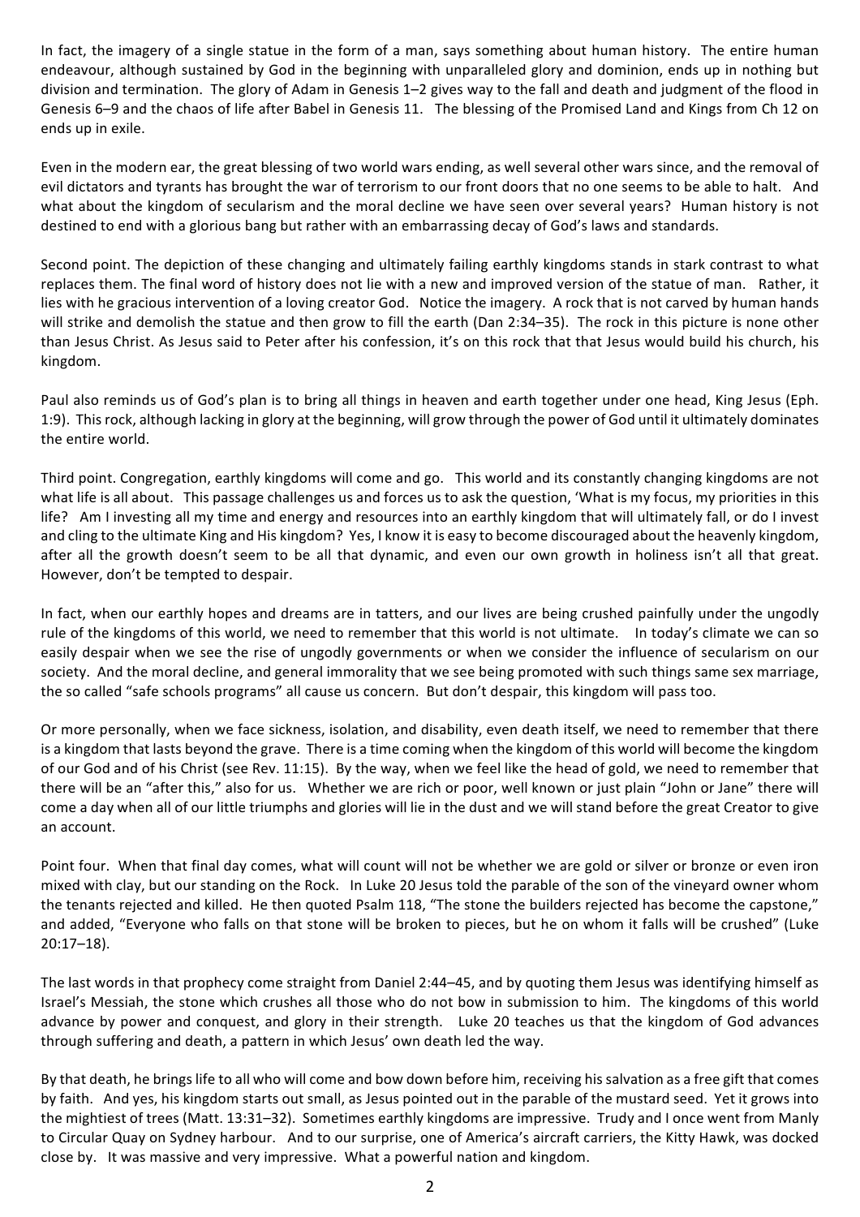In fact, the imagery of a single statue in the form of a man, says something about human history. The entire human endeavour, although sustained by God in the beginning with unparalleled glory and dominion, ends up in nothing but division and termination. The glory of Adam in Genesis 1–2 gives way to the fall and death and judgment of the flood in Genesis 6–9 and the chaos of life after Babel in Genesis 11. The blessing of the Promised Land and Kings from Ch 12 on ends up in exile.

Even in the modern ear, the great blessing of two world wars ending, as well several other wars since, and the removal of evil dictators and tyrants has brought the war of terrorism to our front doors that no one seems to be able to halt. And what about the kingdom of secularism and the moral decline we have seen over several years? Human history is not destined to end with a glorious bang but rather with an embarrassing decay of God's laws and standards.

Second point. The depiction of these changing and ultimately failing earthly kingdoms stands in stark contrast to what replaces them. The final word of history does not lie with a new and improved version of the statue of man. Rather, it lies with he gracious intervention of a loving creator God. Notice the imagery. A rock that is not carved by human hands will strike and demolish the statue and then grow to fill the earth (Dan 2:34–35). The rock in this picture is none other than Jesus Christ. As Jesus said to Peter after his confession, it's on this rock that that Jesus would build his church, his kingdom.

Paul also reminds us of God's plan is to bring all things in heaven and earth together under one head, King Jesus (Eph. 1:9). This rock, although lacking in glory at the beginning, will grow through the power of God until it ultimately dominates the entire world.

Third point. Congregation, earthly kingdoms will come and go. This world and its constantly changing kingdoms are not what life is all about. This passage challenges us and forces us to ask the question, 'What is my focus, my priorities in this life? Am I investing all my time and energy and resources into an earthly kingdom that will ultimately fall, or do I invest and cling to the ultimate King and His kingdom? Yes, I know it is easy to become discouraged about the heavenly kingdom, after all the growth doesn't seem to be all that dynamic, and even our own growth in holiness isn't all that great. However, don't be tempted to despair.

In fact, when our earthly hopes and dreams are in tatters, and our lives are being crushed painfully under the ungodly rule of the kingdoms of this world, we need to remember that this world is not ultimate. In today's climate we can so easily despair when we see the rise of ungodly governments or when we consider the influence of secularism on our society. And the moral decline, and general immorality that we see being promoted with such things same sex marriage, the so called "safe schools programs" all cause us concern. But don't despair, this kingdom will pass too.

Or more personally, when we face sickness, isolation, and disability, even death itself, we need to remember that there is a kingdom that lasts beyond the grave. There is a time coming when the kingdom of this world will become the kingdom of our God and of his Christ (see Rev. 11:15). By the way, when we feel like the head of gold, we need to remember that there will be an "after this," also for us. Whether we are rich or poor, well known or just plain "John or Jane" there will come a day when all of our little triumphs and glories will lie in the dust and we will stand before the great Creator to give an account.

Point four. When that final day comes, what will count will not be whether we are gold or silver or bronze or even iron mixed with clay, but our standing on the Rock. In Luke 20 Jesus told the parable of the son of the vineyard owner whom the tenants rejected and killed. He then quoted Psalm 118, "The stone the builders rejected has become the capstone," and added, "Everyone who falls on that stone will be broken to pieces, but he on whom it falls will be crushed" (Luke 20:17–18).

The last words in that prophecy come straight from Daniel 2:44–45, and by quoting them Jesus was identifying himself as Israel's Messiah, the stone which crushes all those who do not bow in submission to him. The kingdoms of this world advance by power and conquest, and glory in their strength. Luke 20 teaches us that the kingdom of God advances through suffering and death, a pattern in which Jesus' own death led the way.

By that death, he brings life to all who will come and bow down before him, receiving his salvation as a free gift that comes by faith. And yes, his kingdom starts out small, as Jesus pointed out in the parable of the mustard seed. Yet it grows into the mightiest of trees (Matt. 13:31–32). Sometimes earthly kingdoms are impressive. Trudy and I once went from Manly to Circular Quay on Sydney harbour. And to our surprise, one of America's aircraft carriers, the Kitty Hawk, was docked close by. It was massive and very impressive. What a powerful nation and kingdom.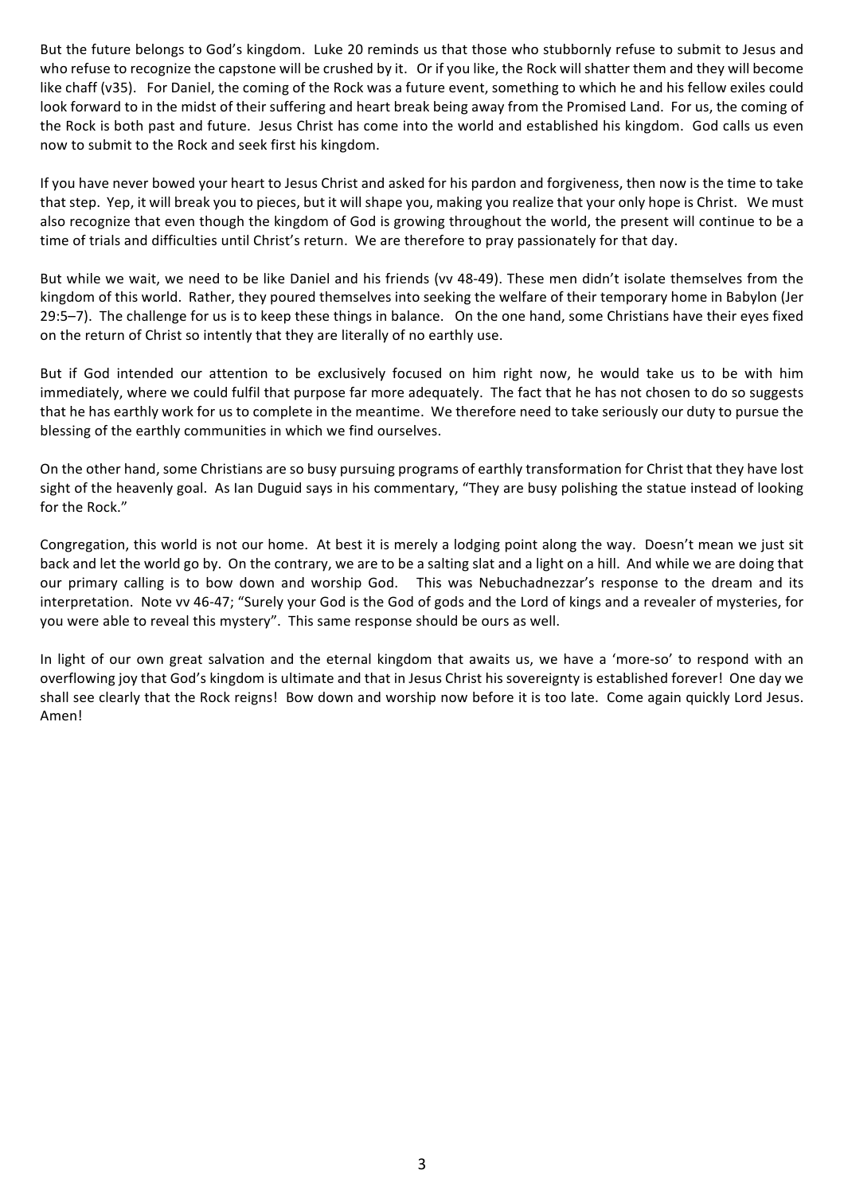But the future belongs to God's kingdom. Luke 20 reminds us that those who stubbornly refuse to submit to Jesus and who refuse to recognize the capstone will be crushed by it. Or if you like, the Rock will shatter them and they will become like chaff (v35). For Daniel, the coming of the Rock was a future event, something to which he and his fellow exiles could look forward to in the midst of their suffering and heart break being away from the Promised Land. For us, the coming of the Rock is both past and future. Jesus Christ has come into the world and established his kingdom. God calls us even now to submit to the Rock and seek first his kingdom.

If you have never bowed your heart to Jesus Christ and asked for his pardon and forgiveness, then now is the time to take that step. Yep, it will break you to pieces, but it will shape you, making you realize that your only hope is Christ. We must also recognize that even though the kingdom of God is growing throughout the world, the present will continue to be a time of trials and difficulties until Christ's return. We are therefore to pray passionately for that day.

But while we wait, we need to be like Daniel and his friends (vv 48-49). These men didn't isolate themselves from the kingdom of this world. Rather, they poured themselves into seeking the welfare of their temporary home in Babylon (Jer 29:5–7). The challenge for us is to keep these things in balance. On the one hand, some Christians have their eyes fixed on the return of Christ so intently that they are literally of no earthly use.

But if God intended our attention to be exclusively focused on him right now, he would take us to be with him immediately, where we could fulfil that purpose far more adequately. The fact that he has not chosen to do so suggests that he has earthly work for us to complete in the meantime. We therefore need to take seriously our duty to pursue the blessing of the earthly communities in which we find ourselves.

On the other hand, some Christians are so busy pursuing programs of earthly transformation for Christ that they have lost sight of the heavenly goal. As Ian Duguid says in his commentary, "They are busy polishing the statue instead of looking for the Rock."

Congregation, this world is not our home. At best it is merely a lodging point along the way. Doesn't mean we just sit back and let the world go by. On the contrary, we are to be a salting slat and a light on a hill. And while we are doing that our primary calling is to bow down and worship God. This was Nebuchadnezzar's response to the dream and its interpretation. Note vv 46-47; "Surely your God is the God of gods and the Lord of kings and a revealer of mysteries, for you were able to reveal this mystery". This same response should be ours as well.

In light of our own great salvation and the eternal kingdom that awaits us, we have a 'more-so' to respond with an overflowing joy that God's kingdom is ultimate and that in Jesus Christ his sovereignty is established forever! One day we shall see clearly that the Rock reigns! Bow down and worship now before it is too late. Come again quickly Lord Jesus. Amen!